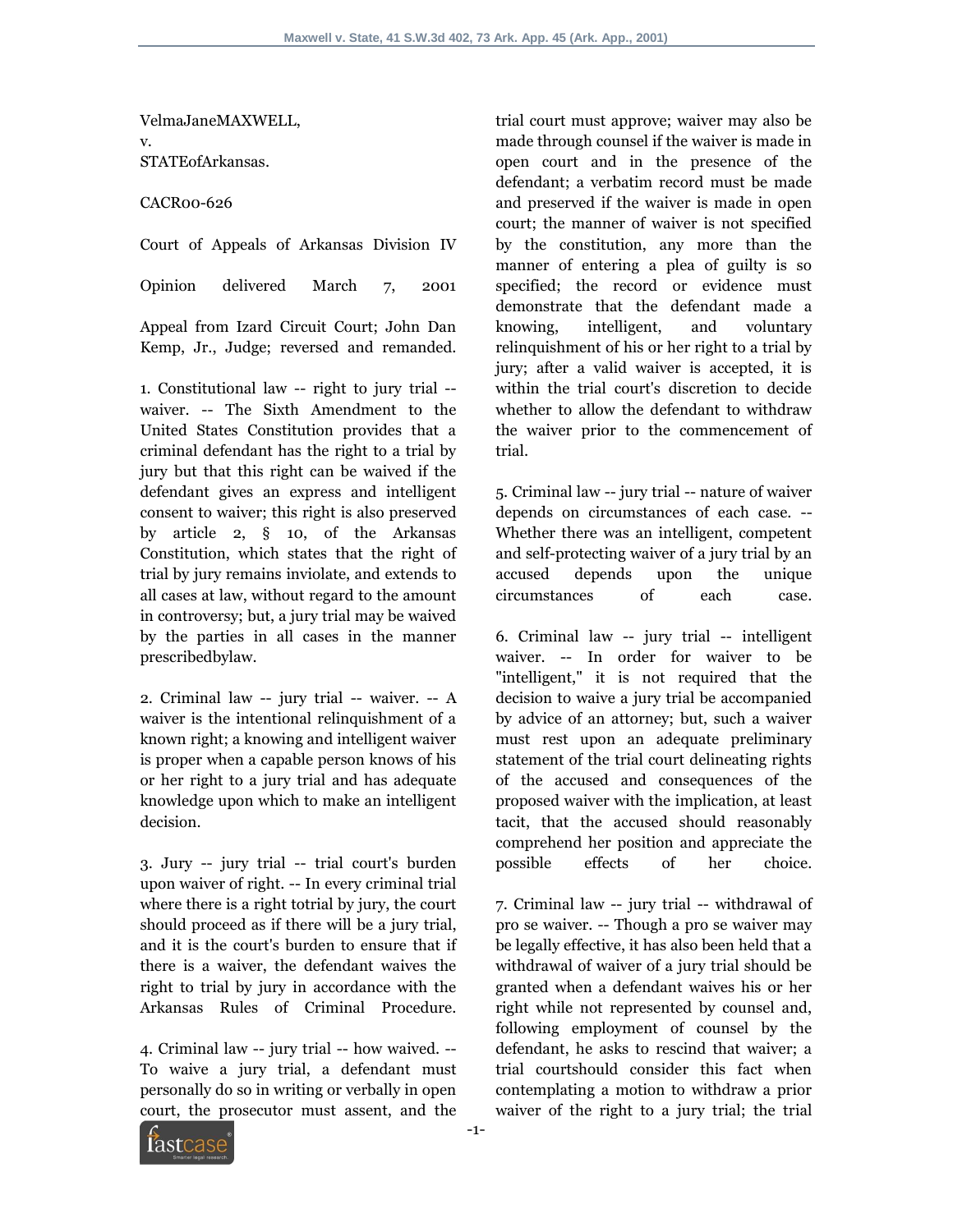VelmaJaneMAXWELL,
v.
STATEofArkansas.

CACR00-626

Court of Appeals of Arkansas Division IV

Opinion delivered March 7, 2001

Appeal from Izard Circuit Court; John Dan Kemp, Jr., Judge; reversed and remanded.

1. Constitutional law -- right to jury trial -- waiver. -- The Sixth Amendment to the United States Constitution provides that a criminal defendant has the right to a trial by jury but that this right can be waived if the defendant gives an express and intelligent consent to waiver; this right is also preserved by article 2, § 10, of the Arkansas Constitution, which states that the right of trial by jury remains inviolate, and extends to all cases at law, without regard to the amount in controversy; but, a jury trial may be waived by the parties in all cases in the manner prescribedbylaw.

2. Criminal law -- jury trial -- waiver. -- A waiver is the intentional relinquishment of a known right; a knowing and intelligent waiver is proper when a capable person knows of his or her right to a jury trial and has adequate knowledge upon which to make an intelligent decision.

3. Jury -- jury trial -- trial court's burden upon waiver of right. -- In every criminal trial where there is a right totrial by jury, the court should proceed as if there will be a jury trial, and it is the court's burden to ensure that if there is a waiver, the defendant waives the right to trial by jury in accordance with the Arkansas Rules of Criminal Procedure.

4. Criminal law -- jury trial -- how waived. -- To waive a jury trial, a defendant must personally do so in writing or verbally in open court, the prosecutor must assent, and the trial court must approve; waiver may also be made through counsel if the waiver is made in open court and in the presence of the defendant; a verbatim record must be made and preserved if the waiver is made in open court; the manner of waiver is not specified by the constitution, any more than the manner of entering a plea of guilty is so specified; the record or evidence must demonstrate that the defendant made a knowing, intelligent, and voluntary relinquishment of his or her right to a trial by jury; after a valid waiver is accepted, it is within the trial court's discretion to decide whether to allow the defendant to withdraw the waiver prior to the commencement of trial.

5. Criminal law -- jury trial -- nature of waiver depends on circumstances of each case. -- Whether there was an intelligent, competent and self-protecting waiver of a jury trial by an accused depends upon the unique circumstances of each case.

6. Criminal law -- jury trial -- intelligent waiver. -- In order for waiver to be "intelligent," it is not required that the decision to waive a jury trial be accompanied by advice of an attorney; but, such a waiver must rest upon an adequate preliminary statement of the trial court delineating rights of the accused and consequences of the proposed waiver with the implication, at least tacit, that the accused should reasonably comprehend her position and appreciate the possible effects of her choice.

7. Criminal law -- jury trial -- withdrawal of pro se waiver. -- Though a pro se waiver may be legally effective, it has also been held that a withdrawal of waiver of a jury trial should be granted when a defendant waives his or her right while not represented by counsel and, following employment of counsel by the defendant, he asks to rescind that waiver; a trial courtshould consider this fact when contemplating a motion to withdraw a prior waiver of the right to a jury trial; the trial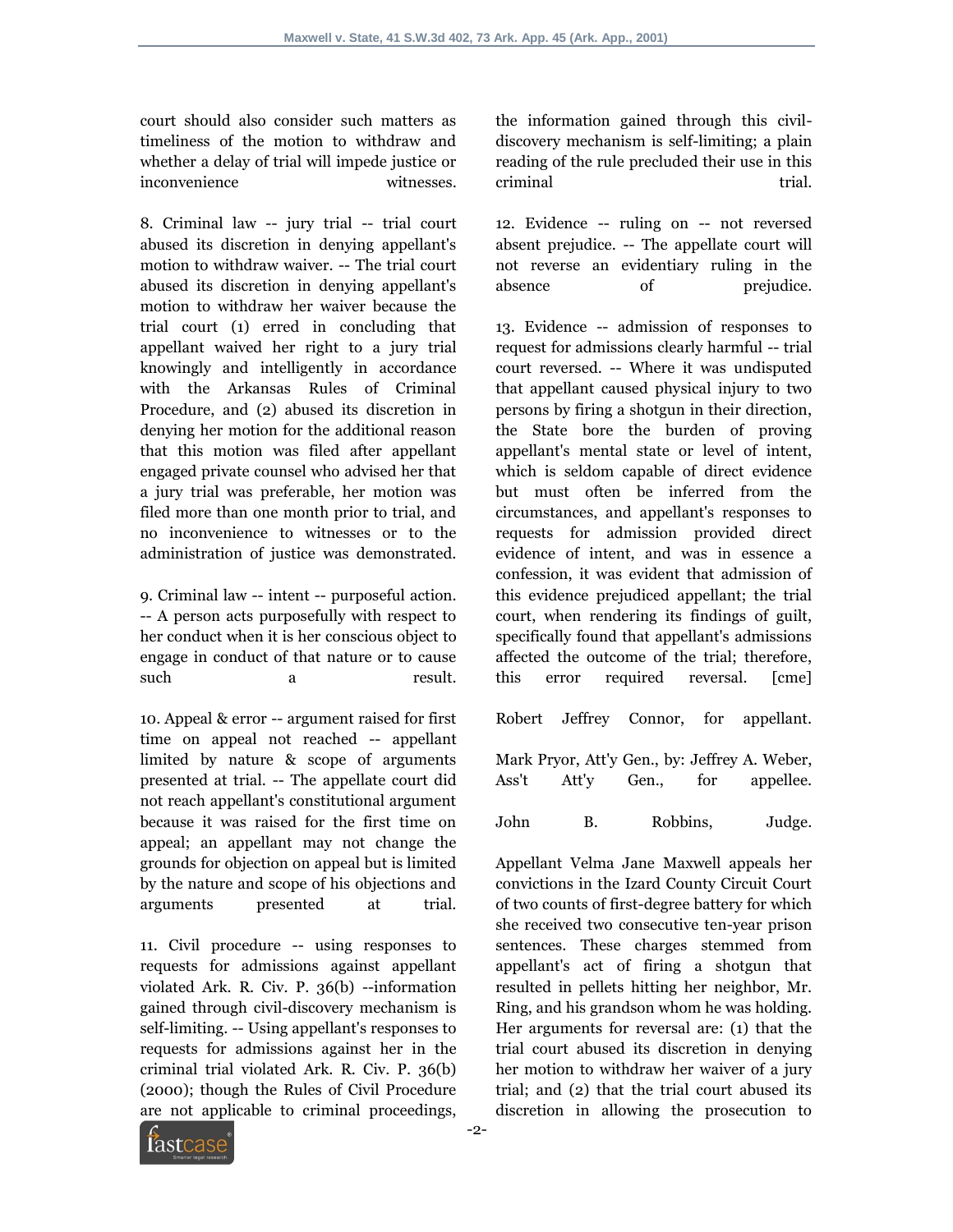court should also consider such matters as timeliness of the motion to withdraw and whether a delay of trial will impede justice or inconvenience witnesses.

8. Criminal law -- jury trial -- trial court abused its discretion in denying appellant's motion to withdraw waiver. -- The trial court abused its discretion in denying appellant's motion to withdraw her waiver because the trial court (1) erred in concluding that appellant waived her right to a jury trial knowingly and intelligently in accordance with the Arkansas Rules of Criminal Procedure, and (2) abused its discretion in denying her motion for the additional reason that this motion was filed after appellant engaged private counsel who advised her that a jury trial was preferable, her motion was filed more than one month prior to trial, and no inconvenience to witnesses or to the administration of justice was demonstrated.

9. Criminal law -- intent -- purposeful action. -- A person acts purposefully with respect to her conduct when it is her conscious object to engage in conduct of that nature or to cause such a result.

10. Appeal & error -- argument raised for first time on appeal not reached -- appellant limited by nature & scope of arguments presented at trial. -- The appellate court did not reach appellant's constitutional argument because it was raised for the first time on appeal; an appellant may not change the grounds for objection on appeal but is limited by the nature and scope of his objections and arguments presented at trial.

11. Civil procedure -- using responses to requests for admissions against appellant violated Ark. R. Civ. P. 36(b) --information gained through civil-discovery mechanism is self-limiting. -- Using appellant's responses to requests for admissions against her in the criminal trial violated Ark. R. Civ. P. 36(b) (2000); though the Rules of Civil Procedure are not applicable to criminal proceedings, the information gained through this civil-discovery mechanism is self-limiting; a plain reading of the rule precluded their use in this criminal trial.

12. Evidence -- ruling on -- not reversed absent prejudice. -- The appellate court will not reverse an evidentiary ruling in the absence of prejudice.

13. Evidence -- admission of responses to request for admissions clearly harmful -- trial court reversed. -- Where it was undisputed that appellant caused physical injury to two persons by firing a shotgun in their direction, the State bore the burden of proving appellant's mental state or level of intent, which is seldom capable of direct evidence but must often be inferred from the circumstances, and appellant's responses to requests for admission provided direct evidence of intent, and was in essence a confession, it was evident that admission of this evidence prejudiced appellant; the trial court, when rendering its findings of guilt, specifically found that appellant's admissions affected the outcome of the trial; therefore, this error required reversal. [cme]

Robert Jeffrey Connor, for appellant.

Mark Pryor, Att'y Gen., by: Jeffrey A. Weber, Ass't Att'y Gen., for appellee.

John B. Robbins, Judge.

Appellant Velma Jane Maxwell appeals her convictions in the Izard County Circuit Court of two counts of first-degree battery for which she received two consecutive ten-year prison sentences. These charges stemmed from appellant's act of firing a shotgun that resulted in pellets hitting her neighbor, Mr. Ring, and his grandson whom he was holding. Her arguments for reversal are: (1) that the trial court abused its discretion in denying her motion to withdraw her waiver of a jury trial; and (2) that the trial court abused its discretion in allowing the prosecution to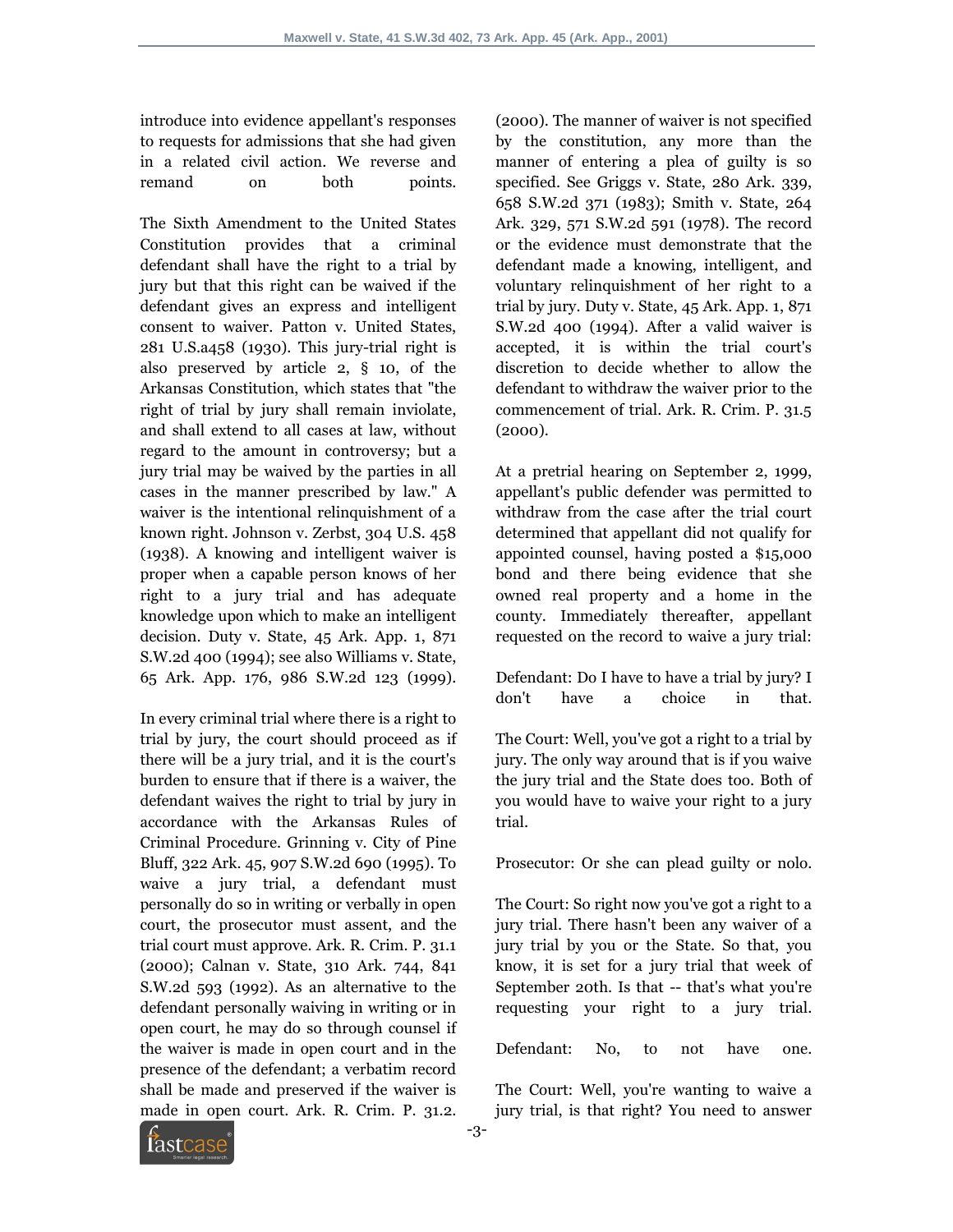introduce into evidence appellant's responses to requests for admissions that she had given in a related civil action. We reverse and remand on both points.

The Sixth Amendment to the United States Constitution provides that a criminal defendant shall have the right to a trial by jury but that this right can be waived if the defendant gives an express and intelligent consent to waiver. Patton v. United States, 281 U.S.a458 (1930). This jury-trial right is also preserved by article 2, § 10, of the Arkansas Constitution, which states that "the right of trial by jury shall remain inviolate, and shall extend to all cases at law, without regard to the amount in controversy; but a jury trial may be waived by the parties in all cases in the manner prescribed by law." A waiver is the intentional relinquishment of a known right. Johnson v. Zerbst, 304 U.S. 458 (1938). A knowing and intelligent waiver is proper when a capable person knows of her right to a jury trial and has adequate knowledge upon which to make an intelligent decision. Duty v. State, 45 Ark. App. 1, 871 S.W.2d 400 (1994); see also Williams v. State, 65 Ark. App. 176, 986 S.W.2d 123 (1999).

In every criminal trial where there is a right to trial by jury, the court should proceed as if there will be a jury trial, and it is the court's burden to ensure that if there is a waiver, the defendant waives the right to trial by jury in accordance with the Arkansas Rules of Criminal Procedure. Grinning v. City of Pine Bluff, 322 Ark. 45, 907 S.W.2d 690 (1995). To waive a jury trial, a defendant must personally do so in writing or verbally in open court, the prosecutor must assent, and the trial court must approve. Ark. R. Crim. P. 31.1 (2000); Calnan v. State, 310 Ark. 744, 841 S.W.2d 593 (1992). As an alternative to the defendant personally waiving in writing or in open court, he may do so through counsel if the waiver is made in open court and in the presence of the defendant; a verbatim record shall be made and preserved if the waiver is made in open court. Ark. R. Crim. P. 31.2. (2000). The manner of waiver is not specified by the constitution, any more than the manner of entering a plea of guilty is so specified. See Griggs v. State, 280 Ark. 339, 658 S.W.2d 371 (1983); Smith v. State, 264 Ark. 329, 571 S.W.2d 591 (1978). The record or the evidence must demonstrate that the defendant made a knowing, intelligent, and voluntary relinquishment of her right to a trial by jury. Duty v. State, 45 Ark. App. 1, 871 S.W.2d 400 (1994). After a valid waiver is accepted, it is within the trial court's discretion to decide whether to allow the defendant to withdraw the waiver prior to the commencement of trial. Ark. R. Crim. P. 31.5 (2000).

At a pretrial hearing on September 2, 1999, appellant's public defender was permitted to withdraw from the case after the trial court determined that appellant did not qualify for appointed counsel, having posted a $15,000 bond and there being evidence that she owned real property and a home in the county. Immediately thereafter, appellant requested on the record to waive a jury trial:

Defendant: Do I have to have a trial by jury? I don't have a choice in that.

The Court: Well, you've got a right to a trial by jury. The only way around that is if you waive the jury trial and the State does too. Both of you would have to waive your right to a jury trial.

Prosecutor: Or she can plead guilty or nolo.

The Court: So right now you've got a right to a jury trial. There hasn't been any waiver of a jury trial by you or the State. So that, you know, it is set for a jury trial that week of September 20th. Is that -- that's what you're requesting your right to a jury trial.

Defendant: No, to not have one.

The Court: Well, you're wanting to waive a jury trial, is that right? You need to answer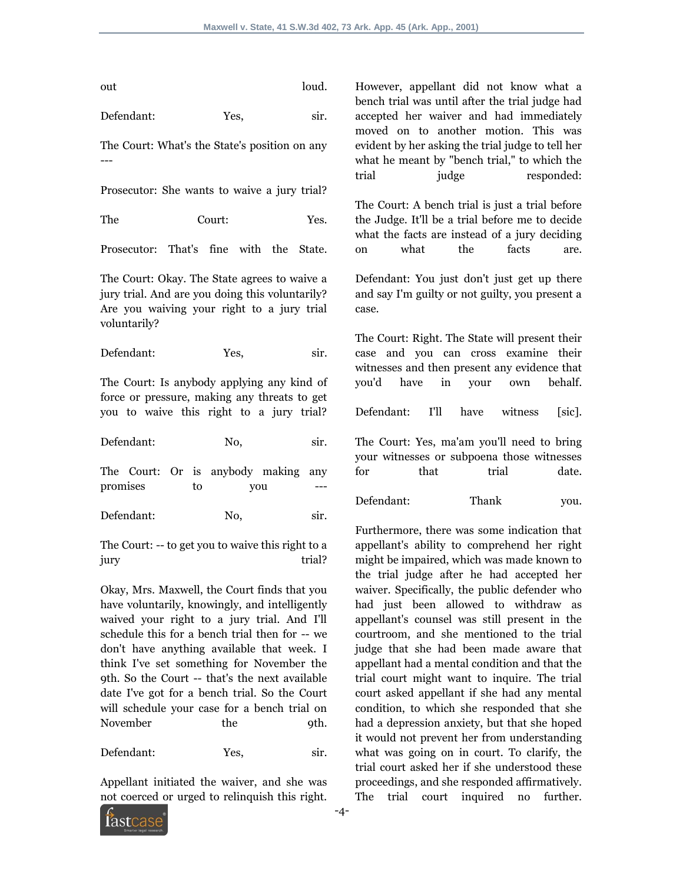out loud.

Defendant: Yes, sir.

The Court: What's the State's position on any ---

Prosecutor: She wants to waive a jury trial?

The Court: Yes.

Prosecutor: That's fine with the State.

The Court: Okay. The State agrees to waive a jury trial. And are you doing this voluntarily? Are you waiving your right to a jury trial voluntarily?

Defendant: Yes, sir.

The Court: Is anybody applying any kind of force or pressure, making any threats to get you to waive this right to a jury trial?

Defendant: No, sir.

The Court: Or is anybody making any promises to you ---

Defendant: No, sir.

The Court: -- to get you to waive this right to a jury trial?

Okay, Mrs. Maxwell, the Court finds that you have voluntarily, knowingly, and intelligently waived your right to a jury trial. And I'll schedule this for a bench trial then for -- we don't have anything available that week. I think I've set something for November the 9th. So the Court -- that's the next available date I've got for a bench trial. So the Court will schedule your case for a bench trial on November the 9th.

Defendant: Yes, sir.

Appellant initiated the waiver, and she was not coerced or urged to relinquish this right. However, appellant did not know what a bench trial was until after the trial judge had accepted her waiver and had immediately moved on to another motion. This was evident by her asking the trial judge to tell her what he meant by "bench trial," to which the trial judge responded:

The Court: A bench trial is just a trial before the Judge. It'll be a trial before me to decide what the facts are instead of a jury deciding on what the facts are.

Defendant: You just don't just get up there and say I'm guilty or not guilty, you present a case.

The Court: Right. The State will present their case and you can cross examine their witnesses and then present any evidence that you'd have in your own behalf.

Defendant: I'll have witness [sic].

The Court: Yes, ma'am you'll need to bring your witnesses or subpoena those witnesses for that trial date.

Defendant: Thank you.

Furthermore, there was some indication that appellant's ability to comprehend her right might be impaired, which was made known to the trial judge after he had accepted her waiver. Specifically, the public defender who had just been allowed to withdraw as appellant's counsel was still present in the courtroom, and she mentioned to the trial judge that she had been made aware that appellant had a mental condition and that the trial court might want to inquire. The trial court asked appellant if she had any mental condition, to which she responded that she had a depression anxiety, but that she hoped it would not prevent her from understanding what was going on in court. To clarify, the trial court asked her if she understood these proceedings, and she responded affirmatively. The trial court inquired no further.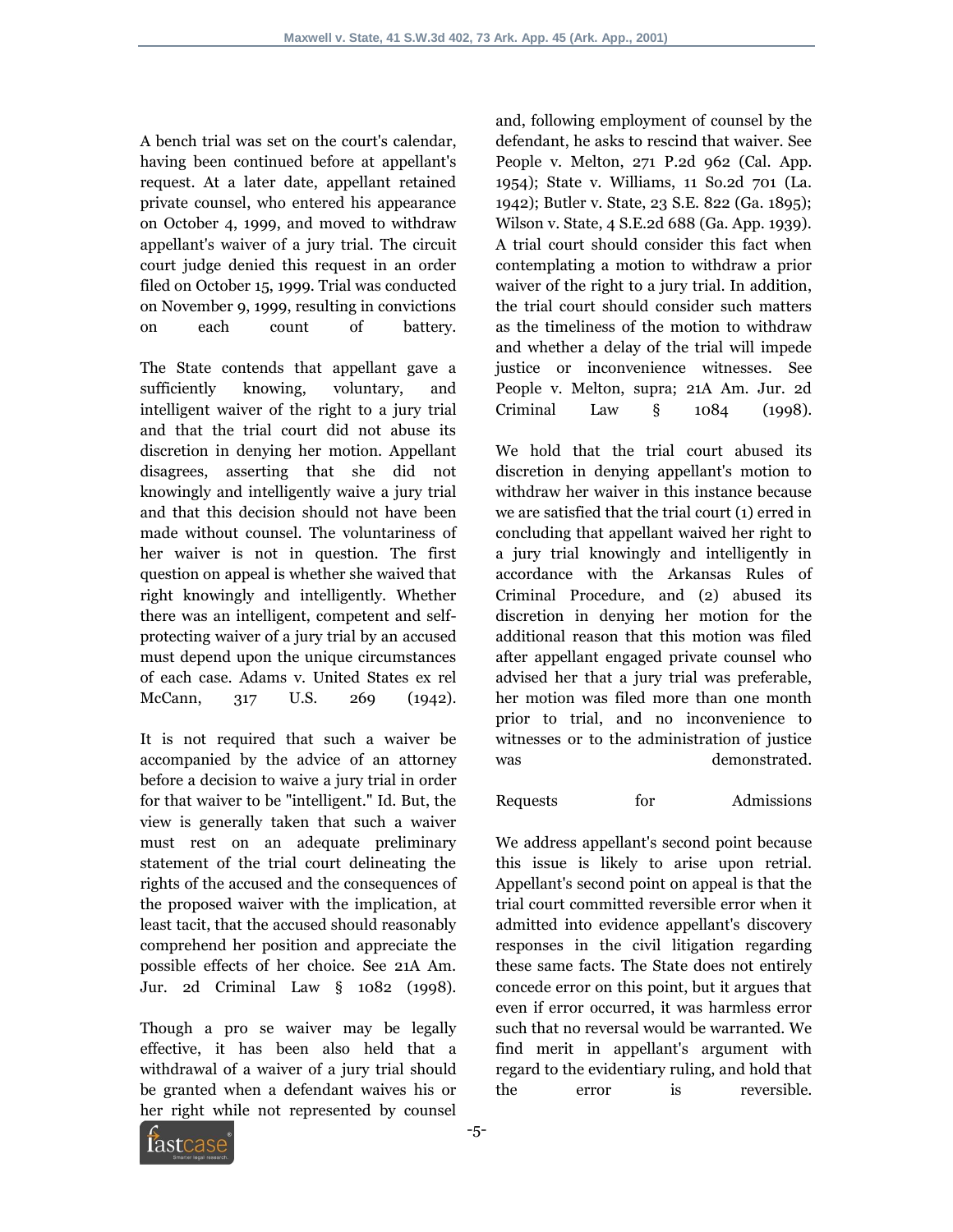A bench trial was set on the court's calendar, having been continued before at appellant's request. At a later date, appellant retained private counsel, who entered his appearance on October 4, 1999, and moved to withdraw appellant's waiver of a jury trial. The circuit court judge denied this request in an order filed on October 15, 1999. Trial was conducted on November 9, 1999, resulting in convictions on each count of battery.

The State contends that appellant gave a sufficiently knowing, voluntary, and intelligent waiver of the right to a jury trial and that the trial court did not abuse its discretion in denying her motion. Appellant disagrees, asserting that she did not knowingly and intelligently waive a jury trial and that this decision should not have been made without counsel. The voluntariness of her waiver is not in question. The first question on appeal is whether she waived that right knowingly and intelligently. Whether there was an intelligent, competent and self-protecting waiver of a jury trial by an accused must depend upon the unique circumstances of each case. Adams v. United States ex rel McCann, 317 U.S. 269 (1942).

It is not required that such a waiver be accompanied by the advice of an attorney before a decision to waive a jury trial in order for that waiver to be "intelligent." Id. But, the view is generally taken that such a waiver must rest on an adequate preliminary statement of the trial court delineating the rights of the accused and the consequences of the proposed waiver with the implication, at least tacit, that the accused should reasonably comprehend her position and appreciate the possible effects of her choice. See 21A Am. Jur. 2d Criminal Law § 1082 (1998).

Though a pro se waiver may be legally effective, it has been also held that a withdrawal of a waiver of a jury trial should be granted when a defendant waives his or her right while not represented by counsel and, following employment of counsel by the defendant, he asks to rescind that waiver. See People v. Melton, 271 P.2d 962 (Cal. App. 1954); State v. Williams, 11 So.2d 701 (La. 1942); Butler v. State, 23 S.E. 822 (Ga. 1895); Wilson v. State, 4 S.E.2d 688 (Ga. App. 1939). A trial court should consider this fact when contemplating a motion to withdraw a prior waiver of the right to a jury trial. In addition, the trial court should consider such matters as the timeliness of the motion to withdraw and whether a delay of the trial will impede justice or inconvenience witnesses. See People v. Melton, supra; 21A Am. Jur. 2d Criminal Law § 1084 (1998).

We hold that the trial court abused its discretion in denying appellant's motion to withdraw her waiver in this instance because we are satisfied that the trial court (1) erred in concluding that appellant waived her right to a jury trial knowingly and intelligently in accordance with the Arkansas Rules of Criminal Procedure, and (2) abused its discretion in denying her motion for the additional reason that this motion was filed after appellant engaged private counsel who advised her that a jury trial was preferable, her motion was filed more than one month prior to trial, and no inconvenience to witnesses or to the administration of justice was demonstrated.

## Requests for Admissions

We address appellant's second point because this issue is likely to arise upon retrial. Appellant's second point on appeal is that the trial court committed reversible error when it admitted into evidence appellant's discovery responses in the civil litigation regarding these same facts. The State does not entirely concede error on this point, but it argues that even if error occurred, it was harmless error such that no reversal would be warranted. We find merit in appellant's argument with regard to the evidentiary ruling, and hold that the error is reversible.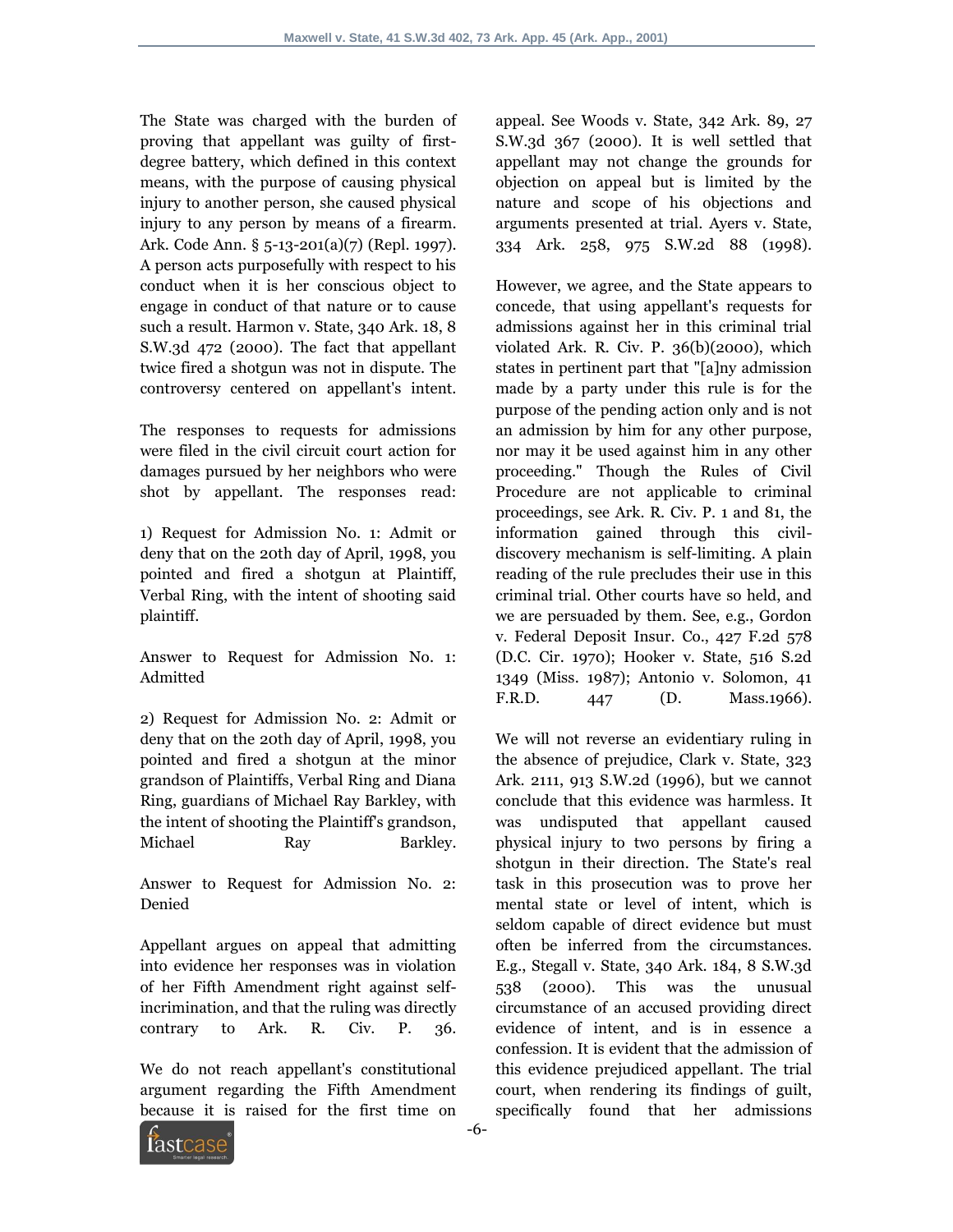The State was charged with the burden of proving that appellant was guilty of first-degree battery, which defined in this context means, with the purpose of causing physical injury to another person, she caused physical injury to any person by means of a firearm. Ark. Code Ann. § 5-13-201(a)(7) (Repl. 1997). A person acts purposefully with respect to his conduct when it is her conscious object to engage in conduct of that nature or to cause such a result. Harmon v. State, 340 Ark. 18, 8 S.W.3d 472 (2000). The fact that appellant twice fired a shotgun was not in dispute. The controversy centered on appellant's intent.

The responses to requests for admissions were filed in the civil circuit court action for damages pursued by her neighbors who were shot by appellant. The responses read:

1) Request for Admission No. 1: Admit or deny that on the 20th day of April, 1998, you pointed and fired a shotgun at Plaintiff, Verbal Ring, with the intent of shooting said plaintiff.

Answer to Request for Admission No. 1: Admitted

2) Request for Admission No. 2: Admit or deny that on the 20th day of April, 1998, you pointed and fired a shotgun at the minor grandson of Plaintiffs, Verbal Ring and Diana Ring, guardians of Michael Ray Barkley, with the intent of shooting the Plaintiff's grandson, Michael Ray Barkley.

Answer to Request for Admission No. 2: Denied

Appellant argues on appeal that admitting into evidence her responses was in violation of her Fifth Amendment right against self-incrimination, and that the ruling was directly contrary to Ark. R. Civ. P. 36.

We do not reach appellant's constitutional argument regarding the Fifth Amendment because it is raised for the first time on appeal. See Woods v. State, 342 Ark. 89, 27 S.W.3d 367 (2000). It is well settled that appellant may not change the grounds for objection on appeal but is limited by the nature and scope of his objections and arguments presented at trial. Ayers v. State, 334 Ark. 258, 975 S.W.2d 88 (1998).

However, we agree, and the State appears to concede, that using appellant's requests for admissions against her in this criminal trial violated Ark. R. Civ. P. 36(b)(2000), which states in pertinent part that "[a]ny admission made by a party under this rule is for the purpose of the pending action only and is not an admission by him for any other purpose, nor may it be used against him in any other proceeding." Though the Rules of Civil Procedure are not applicable to criminal proceedings, see Ark. R. Civ. P. 1 and 81, the information gained through this civil-discovery mechanism is self-limiting. A plain reading of the rule precludes their use in this criminal trial. Other courts have so held, and we are persuaded by them. See, e.g., Gordon v. Federal Deposit Insur. Co., 427 F.2d 578 (D.C. Cir. 1970); Hooker v. State, 516 S.2d 1349 (Miss. 1987); Antonio v. Solomon, 41 F.R.D. 447 (D. Mass.1966).

We will not reverse an evidentiary ruling in the absence of prejudice, Clark v. State, 323 Ark. 2111, 913 S.W.2d (1996), but we cannot conclude that this evidence was harmless. It was undisputed that appellant caused physical injury to two persons by firing a shotgun in their direction. The State's real task in this prosecution was to prove her mental state or level of intent, which is seldom capable of direct evidence but must often be inferred from the circumstances. E.g., Stegall v. State, 340 Ark. 184, 8 S.W.3d 538 (2000). This was the unusual circumstance of an accused providing direct evidence of intent, and is in essence a confession. It is evident that the admission of this evidence prejudiced appellant. The trial court, when rendering its findings of guilt, specifically found that her admissions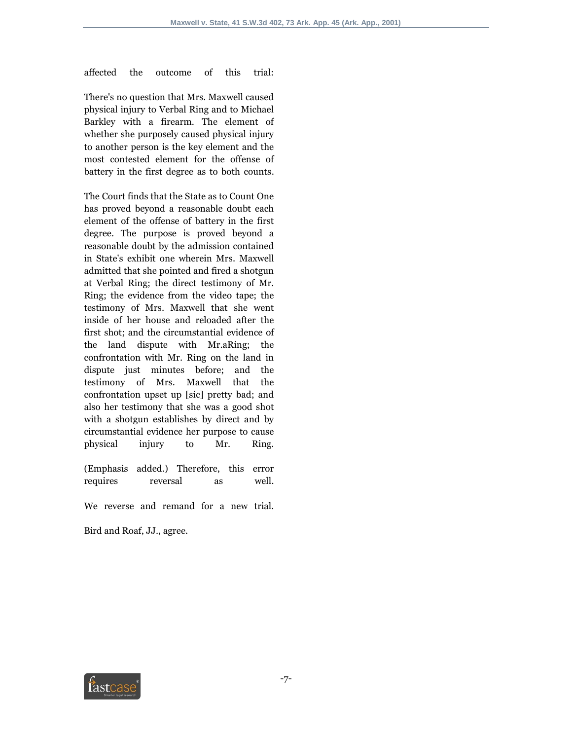affected the outcome of this trial:

There's no question that Mrs. Maxwell caused physical injury to Verbal Ring and to Michael Barkley with a firearm. The element of whether she purposely caused physical injury to another person is the key element and the most contested element for the offense of battery in the first degree as to both counts.

The Court finds that the State as to Count One has proved beyond a reasonable doubt each element of the offense of battery in the first degree. The purpose is proved beyond a reasonable doubt by the admission contained in State's exhibit one wherein Mrs. Maxwell admitted that she pointed and fired a shotgun at Verbal Ring; the direct testimony of Mr. Ring; the evidence from the video tape; the testimony of Mrs. Maxwell that she went inside of her house and reloaded after the first shot; and the circumstantial evidence of the land dispute with Mr.aRing; the confrontation with Mr. Ring on the land in dispute just minutes before; and the testimony of Mrs. Maxwell that the confrontation upset up [sic] pretty bad; and also her testimony that she was a good shot with a shotgun establishes by direct and by circumstantial evidence her purpose to cause physical injury to Mr. Ring.

(Emphasis added.) Therefore, this error requires reversal as well.

We reverse and remand for a new trial.

Bird and Roaf, JJ., agree.